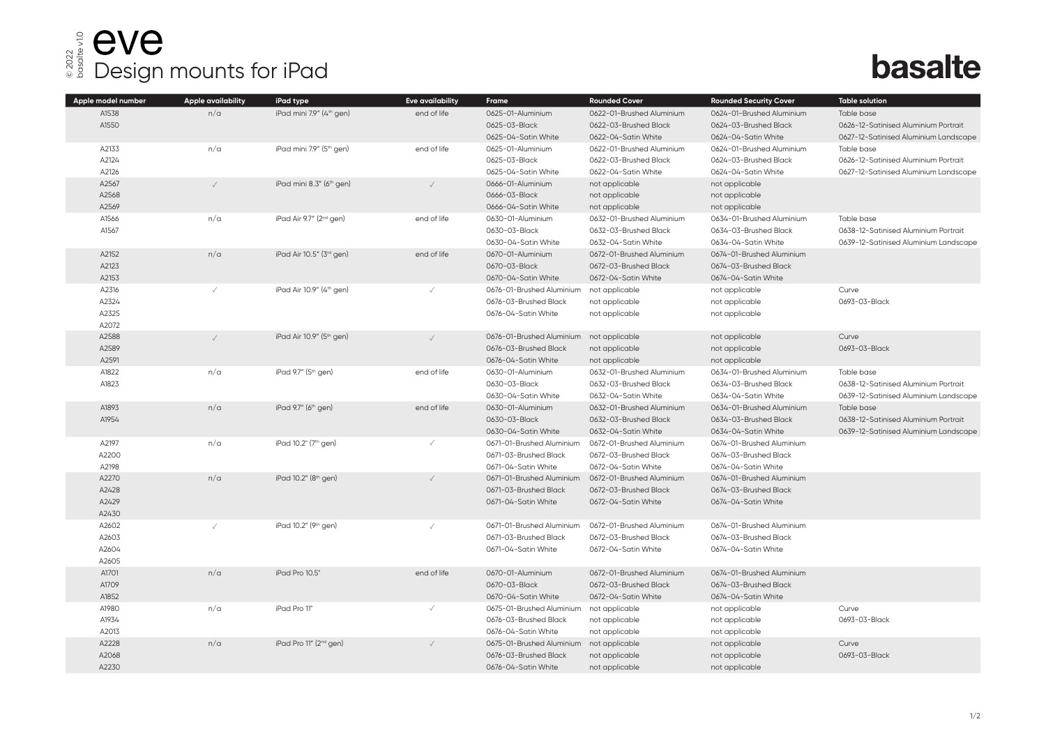© 2022 basalte v1.0

# eve
## Design mounts for iPad

basalte

| Apple model number | Apple availability | iPad type | Eve availability | Frame | Rounded Cover | Rounded Security Cover | Table solution |
|---|---|---|---|---|---|---|---|
| A1538 | n/a | iPad mini 7.9" (4th gen) | end of life | 0625-01-Aluminium | 0622-01-Brushed Aluminium | 0624-01-Brushed Aluminium | Table base |
| A1550 | | | | 0625-03-Black | 0622-03-Brushed Black | 0624-03-Brushed Black | 0626-12-Satinised Aluminium Portrait |
| | | | | 0625-04-Satin White | 0622-04-Satin White | 0624-04-Satin White | 0627-12-Satinised Aluminium Landscape |
| A2133 | n/a | iPad mini 7.9" (5th gen) | end of life | 0625-01-Aluminium | 0622-01-Brushed Aluminium | 0624-01-Brushed Aluminium | Table base |
| A2124 | | | | 0625-03-Black | 0622-03-Brushed Black | 0624-03-Brushed Black | 0626-12-Satinised Aluminium Portrait |
| A2126 | | | | 0625-04-Satin White | 0622-04-Satin White | 0624-04-Satin White | 0627-12-Satinised Aluminium Landscape |
| A2567 | ✓ | iPad mini 8.3" (6th gen) | ✓ | 0666-01-Aluminium | not applicable | not applicable | |
| A2568 | | | | 0666-03-Black | not applicable | not applicable | |
| A2569 | | | | 0666-04-Satin White | not applicable | not applicable | |
| A1566 | n/a | iPad Air 9.7" (2nd gen) | end of life | 0630-01-Aluminium | 0632-01-Brushed Aluminium | 0634-01-Brushed Aluminium | Table base |
| A1567 | | | | 0630-03-Black | 0632-03-Brushed Black | 0634-03-Brushed Black | 0638-12-Satinised Aluminium Portrait |
| | | | | 0630-04-Satin White | 0632-04-Satin White | 0634-04-Satin White | 0639-12-Satinised Aluminium Landscape |
| A2152 | n/a | iPad Air 10.5" (3rd gen) | end of life | 0670-01-Aluminium | 0672-01-Brushed Aluminium | 0674-01-Brushed Aluminium | |
| A2123 | | | | 0670-03-Black | 0672-03-Brushed Black | 0674-03-Brushed Black | |
| A2153 | | | | 0670-04-Satin White | 0672-04-Satin White | 0674-04-Satin White | |
| A2316 | ✓ | iPad Air 10.9" (4th gen) | ✓ | 0676-01-Brushed Aluminium | not applicable | not applicable | Curve |
| A2324 | | | | 0676-03-Brushed Black | not applicable | not applicable | 0693-03-Black |
| A2325 | | | | 0676-04-Satin White | not applicable | not applicable | |
| A2072 | | | | | | | |
| A2588 | ✓ | iPad Air 10.9" (5th gen) | ✓ | 0676-01-Brushed Aluminium | not applicable | not applicable | Curve |
| A2589 | | | | 0676-03-Brushed Black | not applicable | not applicable | 0693-03-Black |
| A2591 | | | | 0676-04-Satin White | not applicable | not applicable | |
| A1822 | n/a | iPad 9.7" (5th gen) | end of life | 0630-01-Aluminium | 0632-01-Brushed Aluminium | 0634-01-Brushed Aluminium | Table base |
| A1823 | | | | 0630-03-Black | 0632-03-Brushed Black | 0634-03-Brushed Black | 0638-12-Satinised Aluminium Portrait |
| | | | | 0630-04-Satin White | 0632-04-Satin White | 0634-04-Satin White | 0639-12-Satinised Aluminium Landscape |
| A1893 | n/a | iPad 9.7" (6th gen) | end of life | 0630-01-Aluminium | 0632-01-Brushed Aluminium | 0634-01-Brushed Aluminium | Table base |
| A1954 | | | | 0630-03-Black | 0632-03-Brushed Black | 0634-03-Brushed Black | 0638-12-Satinised Aluminium Portrait |
| | | | | 0630-04-Satin White | 0632-04-Satin White | 0634-04-Satin White | 0639-12-Satinised Aluminium Landscape |
| A2197 | n/a | iPad 10.2" (7th gen) | ✓ | 0671-01-Brushed Aluminium | 0672-01-Brushed Aluminium | 0674-01-Brushed Aluminium | |
| A2200 | | | | 0671-03-Brushed Black | 0672-03-Brushed Black | 0674-03-Brushed Black | |
| A2198 | | | | 0671-04-Satin White | 0672-04-Satin White | 0674-04-Satin White | |
| A2270 | n/a | iPad 10.2" (8th gen) | ✓ | 0671-01-Brushed Aluminium | 0672-01-Brushed Aluminium | 0674-01-Brushed Aluminium | |
| A2428 | | | | 0671-03-Brushed Black | 0672-03-Brushed Black | 0674-03-Brushed Black | |
| A2429 | | | | 0671-04-Satin White | 0672-04-Satin White | 0674-04-Satin White | |
| A2430 | | | | | | | |
| A2602 | ✓ | iPad 10.2" (9th gen) | ✓ | 0671-01-Brushed Aluminium | 0672-01-Brushed Aluminium | 0674-01-Brushed Aluminium | |
| A2603 | | | | 0671-03-Brushed Black | 0672-03-Brushed Black | 0674-03-Brushed Black | |
| A2604 | | | | 0671-04-Satin White | 0672-04-Satin White | 0674-04-Satin White | |
| A2605 | | | | | | | |
| A1701 | n/a | iPad Pro 10.5" | end of life | 0670-01-Aluminium | 0672-01-Brushed Aluminium | 0674-01-Brushed Aluminium | |
| A1709 | | | | 0670-03-Black | 0672-03-Brushed Black | 0674-03-Brushed Black | |
| A1852 | | | | 0670-04-Satin White | 0672-04-Satin White | 0674-04-Satin White | |
| A1980 | n/a | iPad Pro 11" | ✓ | 0675-01-Brushed Aluminium | not applicable | not applicable | Curve |
| A1934 | | | | 0676-03-Brushed Black | not applicable | not applicable | 0693-03-Black |
| A2013 | | | | 0676-04-Satin White | not applicable | not applicable | |
| A2228 | n/a | iPad Pro 11" (2nd gen) | ✓ | 0675-01-Brushed Aluminium | not applicable | not applicable | Curve |
| A2068 | | | | 0676-03-Brushed Black | not applicable | not applicable | 0693-03-Black |
| A2230 | | | | 0676-04-Satin White | not applicable | not applicable | |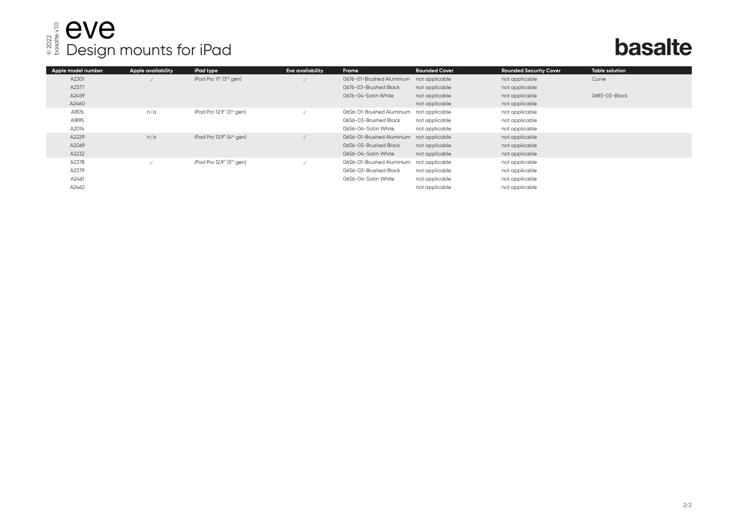# eve
## Design mounts for iPad

© 2022 basalte v1.0

basalte

| Apple model number | Apple availability | iPad type | Eve availability | Frame | Rounded Cover | Rounded Security Cover | Table solution |
|---|---|---|---|---|---|---|---|
| A2301 | ✓ | iPad Pro 11" (3rd gen) | ✓ | 0676-01-Brushed Aluminium | not applicable | not applicable | Curve |
| A2377 | | | | 0676-03-Brushed Black | not applicable | not applicable | |
| A2459 | | | | 0676-04-Satin White | not applicable | not applicable | 0693-03-Black |
| A2460 | | | | | not applicable | not applicable | |
| A1876 | n/a | iPad Pro 12.9" (3rd gen) | ✓ | 0656-01-Brushed Aluminium | not applicable | not applicable | |
| A1895 | | | | 0656-03-Brushed Black | not applicable | not applicable | |
| A2014 | | | | 0656-04-Satin White | not applicable | not applicable | |
| A2229 | n/a | iPad Pro 12.9" (4th gen) | ✓ | 0656-01-Brushed Aluminium | not applicable | not applicable | |
| A2069 | | | | 0656-03-Brushed Black | not applicable | not applicable | |
| A2232 | | | | 0656-04-Satin White | not applicable | not applicable | |
| A2378 | ✓ | iPad Pro 12.9" (5th gen) | ✓ | 0656-01-Brushed Aluminium | not applicable | not applicable | |
| A2379 | | | | 0656-03-Brushed Black | not applicable | not applicable | |
| A2461 | | | | 0656-04-Satin White | not applicable | not applicable | |
| A2462 | | | | | not applicable | not applicable | |